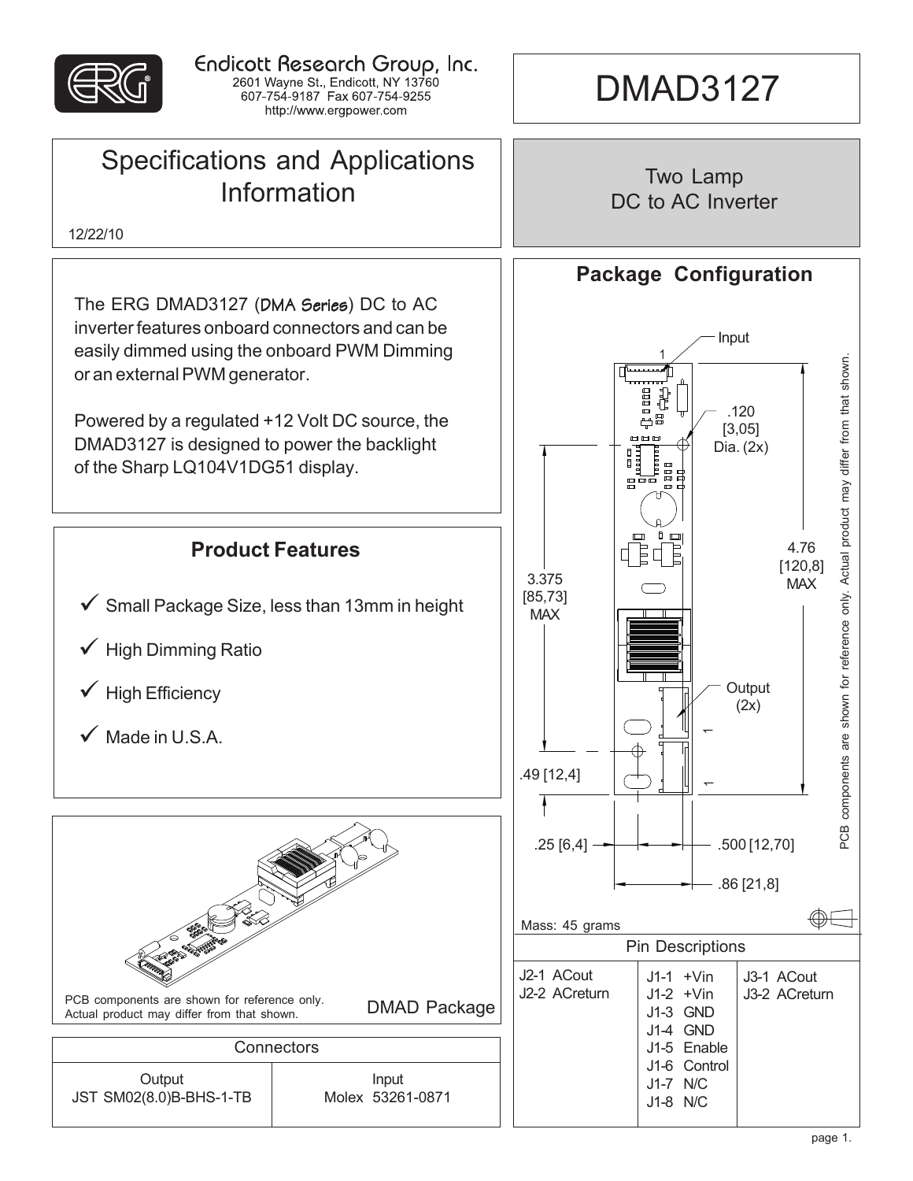Endicott Research Group, Inc.
2601 Wayne St., Endicott, NY 13760
607-754-9187 Fax 607-754-9255
http://www.ergpower.com

# DMAD3127

## Specifications and Applications Information

12/22/10

## Two Lamp DC to AC Inverter

The ERG DMAD3127 (DMA Series) DC to AC inverter features onboard connectors and can be easily dimmed using the onboard PWM Dimming or an external PWM generator.

Powered by a regulated +12 Volt DC source, the DMAD3127 is designed to power the backlight of the Sharp LQ104V1DG51 display.

## Product Features

- ✓ Small Package Size, less than 13mm in height
- ✓ High Dimming Ratio
- ✓ High Efficiency
- ✓ Made in U.S.A.

PCB components are shown for reference only. Actual product may differ from that shown.

DMAD Package

| Connectors | |
|---|---|
| Output | Input |
| JST SM02(8.0)B-BHS-1-TB | Molex 53261-0871 |

## Package Configuration

Input

1

.120 [3,05] Dia. (2x)

3.375 [85,73] MAX

4.76 [120,8] MAX

Output (2x)

1

1

.49 [12,4]

.25 [6,4]

.500 [12,70]

.86 [21,8]

PCB components are shown for reference only. Actual product may differ from that shown.

Mass: 45 grams

| Pin Descriptions | | |
|---|---|---|
| J2-1 ACout<br>J2-2 ACreturn | J1-1 +Vin<br>J1-2 +Vin<br>J1-3 GND<br>J1-4 GND<br>J1-5 Enable<br>J1-6 Control<br>J1-7 N/C<br>J1-8 N/C | J3-1 ACout<br>J3-2 ACreturn |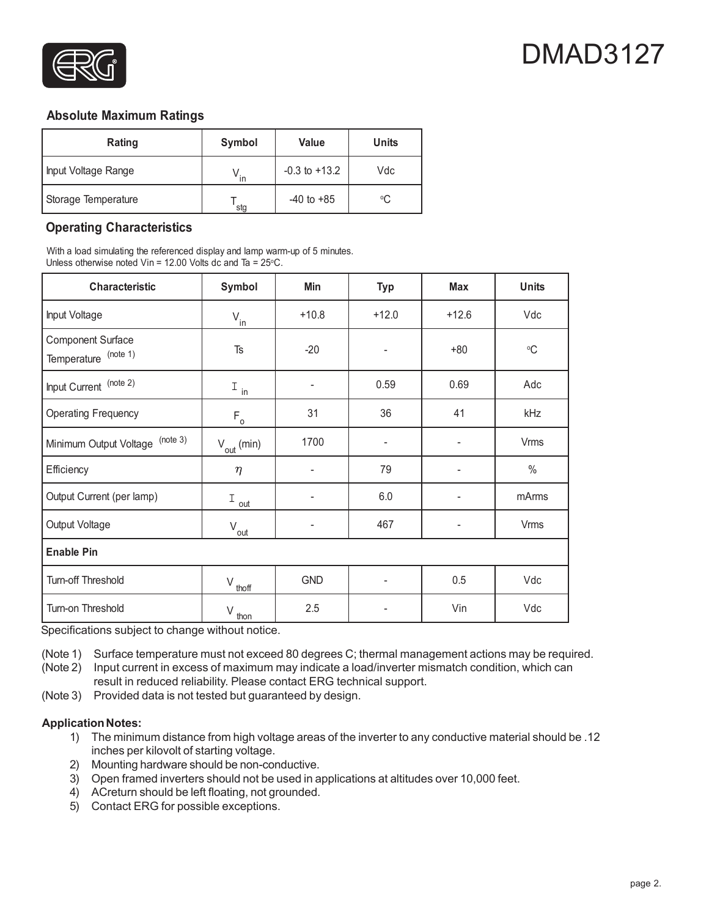# DMAD3127

## Absolute Maximum Ratings

| Rating | Symbol | Value | Units |
|---|---|---|---|
| Input Voltage Range | $V_{in}$ | -0.3 to +13.2 | Vdc |
| Storage Temperature | $T_{stg}$ | -40 to +85 | °C |

## Operating Characteristics

With a load simulating the referenced display and lamp warm-up of 5 minutes.
Unless otherwise noted Vin = 12.00 Volts dc and Ta = 25°C.

| Characteristic | Symbol | Min | Typ | Max | Units |
|---|---|---|---|---|---|
| Input Voltage | $V_{in}$ | +10.8 | +12.0 | +12.6 | Vdc |
| Component Surface Temperature (note 1) | Ts | -20 | - | +80 | °C |
| Input Current (note 2) | $I_{in}$ | - | 0.59 | 0.69 | Adc |
| Operating Frequency | $F_o$ | 31 | 36 | 41 | kHz |
| Minimum Output Voltage (note 3) | $V_{out}$ (min) | 1700 | - | - | Vrms |
| Efficiency | $\eta$ | - | 79 | - | % |
| Output Current (per lamp) | $I_{out}$ | - | 6.0 | - | mArms |
| Output Voltage | $V_{out}$ | - | 467 | - | Vrms |
| **Enable Pin** | | | | | |
| Turn-off Threshold | $V_{thoff}$ | GND | - | 0.5 | Vdc |
| Turn-on Threshold | $V_{thon}$ | 2.5 | - | Vin | Vdc |

Specifications subject to change without notice.

(Note 1) Surface temperature must not exceed 80 degrees C; thermal management actions may be required.
(Note 2) Input current in excess of maximum may indicate a load/inverter mismatch condition, which can result in reduced reliability. Please contact ERG technical support.
(Note 3) Provided data is not tested but guaranteed by design.

**Application Notes:**

1) The minimum distance from high voltage areas of the inverter to any conductive material should be .12 inches per kilovolt of starting voltage.
2) Mounting hardware should be non-conductive.
3) Open framed inverters should not be used in applications at altitudes over 10,000 feet.
4) ACreturn should be left floating, not grounded.
5) Contact ERG for possible exceptions.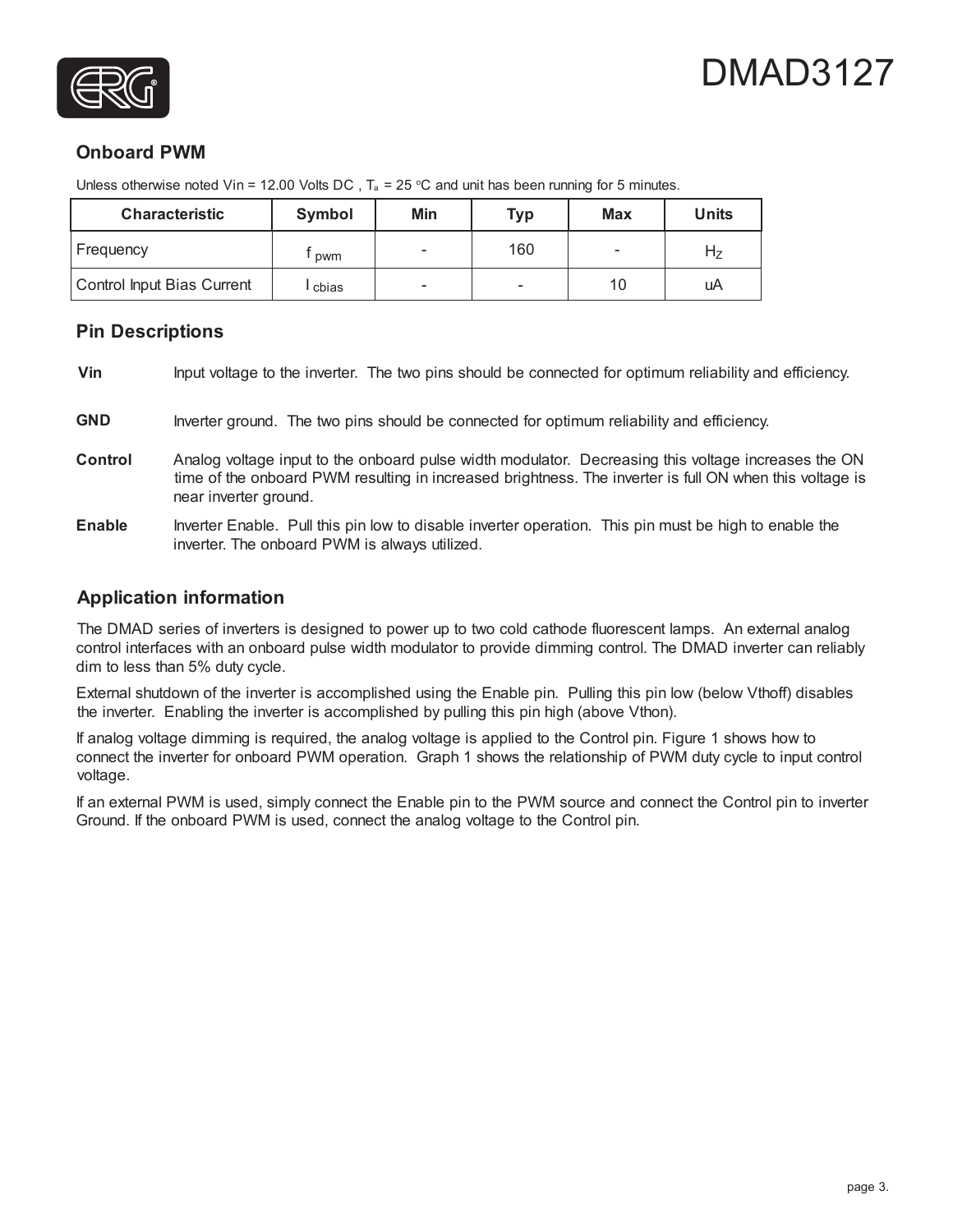## Onboard PWM

Unless otherwise noted Vin = 12.00 Volts DC , $T_a$ = 25 °C and unit has been running for 5 minutes.

| Characteristic | Symbol | Min | Typ | Max | Units |
| --- | --- | --- | --- | --- | --- |
| Frequency | $f_{pwm}$ | - | 160 | - | $H_Z$ |
| Control Input Bias Current | $I_{cbias}$ | - | - | 10 | uA |

## Pin Descriptions

**Vin** Input voltage to the inverter. The two pins should be connected for optimum reliability and efficiency.

**GND** Inverter ground. The two pins should be connected for optimum reliability and efficiency.

**Control** Analog voltage input to the onboard pulse width modulator. Decreasing this voltage increases the ON time of the onboard PWM resulting in increased brightness. The inverter is full ON when this voltage is near inverter ground.

**Enable** Inverter Enable. Pull this pin low to disable inverter operation. This pin must be high to enable the inverter. The onboard PWM is always utilized.

## Application information

The DMAD series of inverters is designed to power up to two cold cathode fluorescent lamps. An external analog control interfaces with an onboard pulse width modulator to provide dimming control. The DMAD inverter can reliably dim to less than 5% duty cycle.

External shutdown of the inverter is accomplished using the Enable pin. Pulling this pin low (below Vthoff) disables the inverter. Enabling the inverter is accomplished by pulling this pin high (above Vthon).

If analog voltage dimming is required, the analog voltage is applied to the Control pin. Figure 1 shows how to connect the inverter for onboard PWM operation. Graph 1 shows the relationship of PWM duty cycle to input control voltage.

If an external PWM is used, simply connect the Enable pin to the PWM source and connect the Control pin to inverter Ground. If the onboard PWM is used, connect the analog voltage to the Control pin.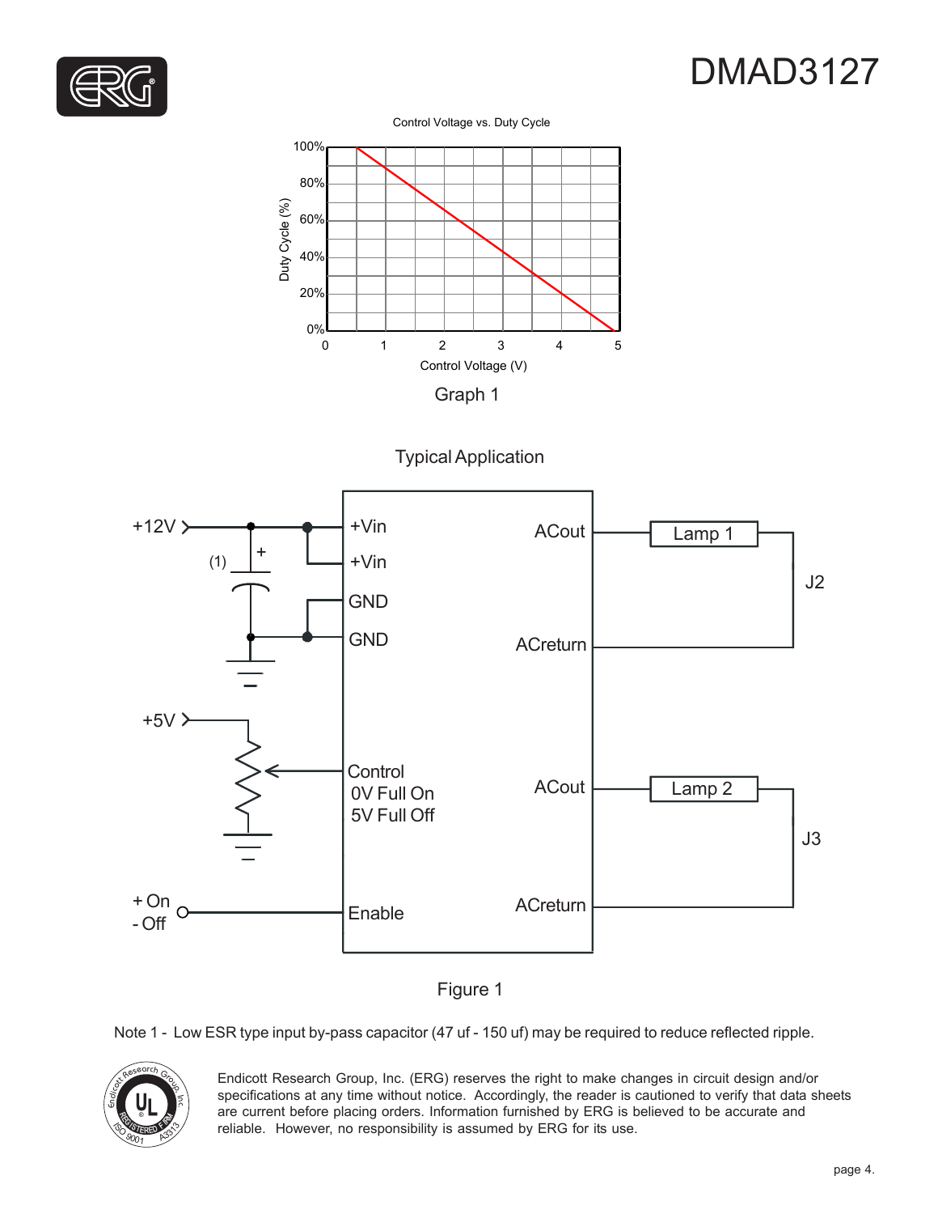# DMAD3127

Control Voltage vs. Duty Cycle

Duty Cycle (%)

100%
80%
60%
40%
20%
0%

0 1 2 3 4 5

Control Voltage (V)

Graph 1

Typical Application

+12V

(1)

+

+Vin

+Vin

GND

GND

ACout

ACreturn

Lamp 1

J2

+5V

Control
0V Full On
5V Full Off

ACout

Lamp 2

J3

+ On
- Off

Enable

ACreturn

Figure 1

Note 1 - Low ESR type input by-pass capacitor (47 uf - 150 uf) may be required to reduce reflected ripple.

Endicott Research Group, Inc. (ERG) reserves the right to make changes in circuit design and/or specifications at any time without notice. Accordingly, the reader is cautioned to verify that data sheets are current before placing orders. Information furnished by ERG is believed to be accurate and reliable. However, no responsibility is assumed by ERG for its use.